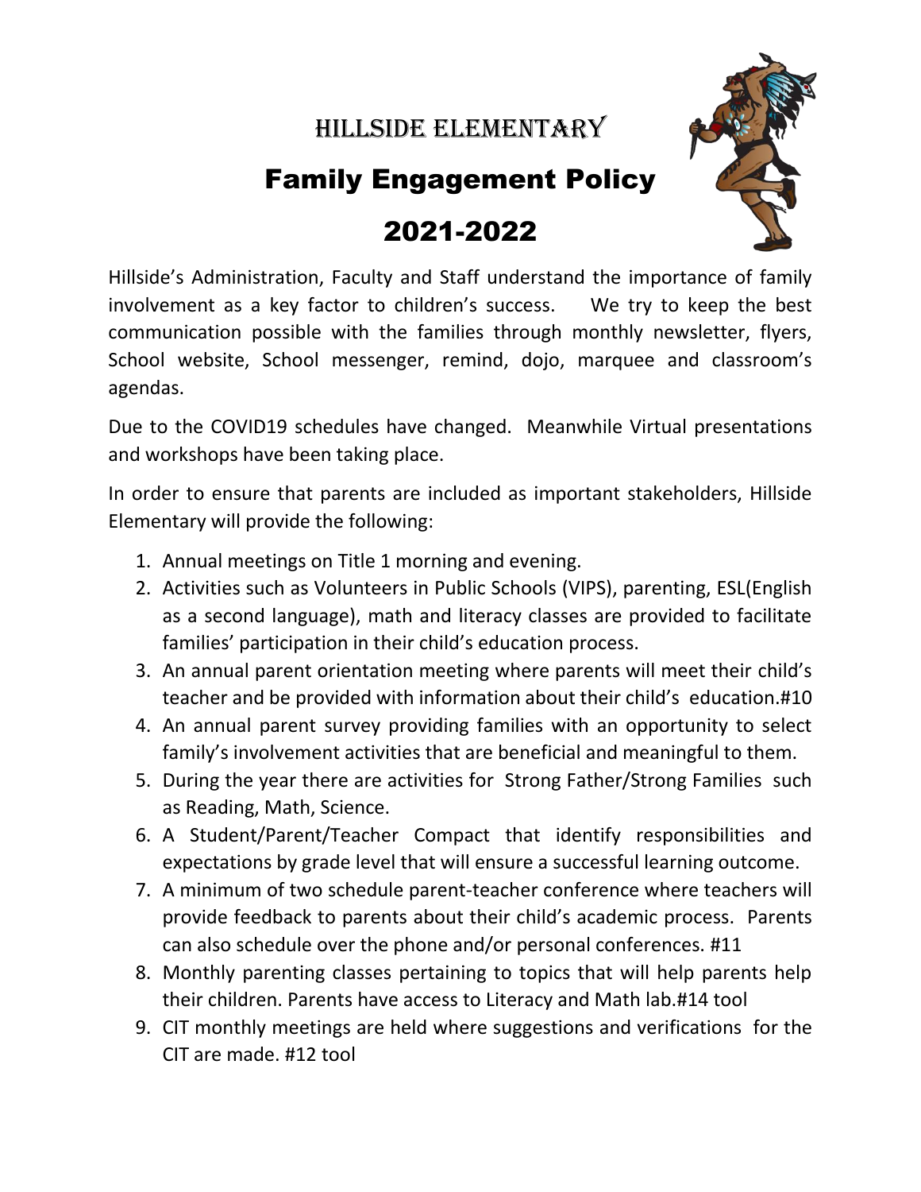# HILLSIDE ELEMENTARY

## Family Engagement Policy

## 2021-2022

Hillside's Administration, Faculty and Staff understand the importance of family involvement as a key factor to children's success. We try to keep the best communication possible with the families through monthly newsletter, flyers, School website, School messenger, remind, dojo, marquee and classroom's agendas.

Due to the COVID19 schedules have changed. Meanwhile Virtual presentations and workshops have been taking place.

In order to ensure that parents are included as important stakeholders, Hillside Elementary will provide the following:

1. Annual meetings on Title 1 morning and evening.
2. Activities such as Volunteers in Public Schools (VIPS), parenting, ESL(English as a second language), math and literacy classes are provided to facilitate families' participation in their child's education process.
3. An annual parent orientation meeting where parents will meet their child's teacher and be provided with information about their child's education.#10
4. An annual parent survey providing families with an opportunity to select family's involvement activities that are beneficial and meaningful to them.
5. During the year there are activities for Strong Father/Strong Families such as Reading, Math, Science.
6. A Student/Parent/Teacher Compact that identify responsibilities and expectations by grade level that will ensure a successful learning outcome.
7. A minimum of two schedule parent-teacher conference where teachers will provide feedback to parents about their child's academic process. Parents can also schedule over the phone and/or personal conferences. #11
8. Monthly parenting classes pertaining to topics that will help parents help their children. Parents have access to Literacy and Math lab.#14 tool
9. CIT monthly meetings are held where suggestions and verifications for the CIT are made. #12 tool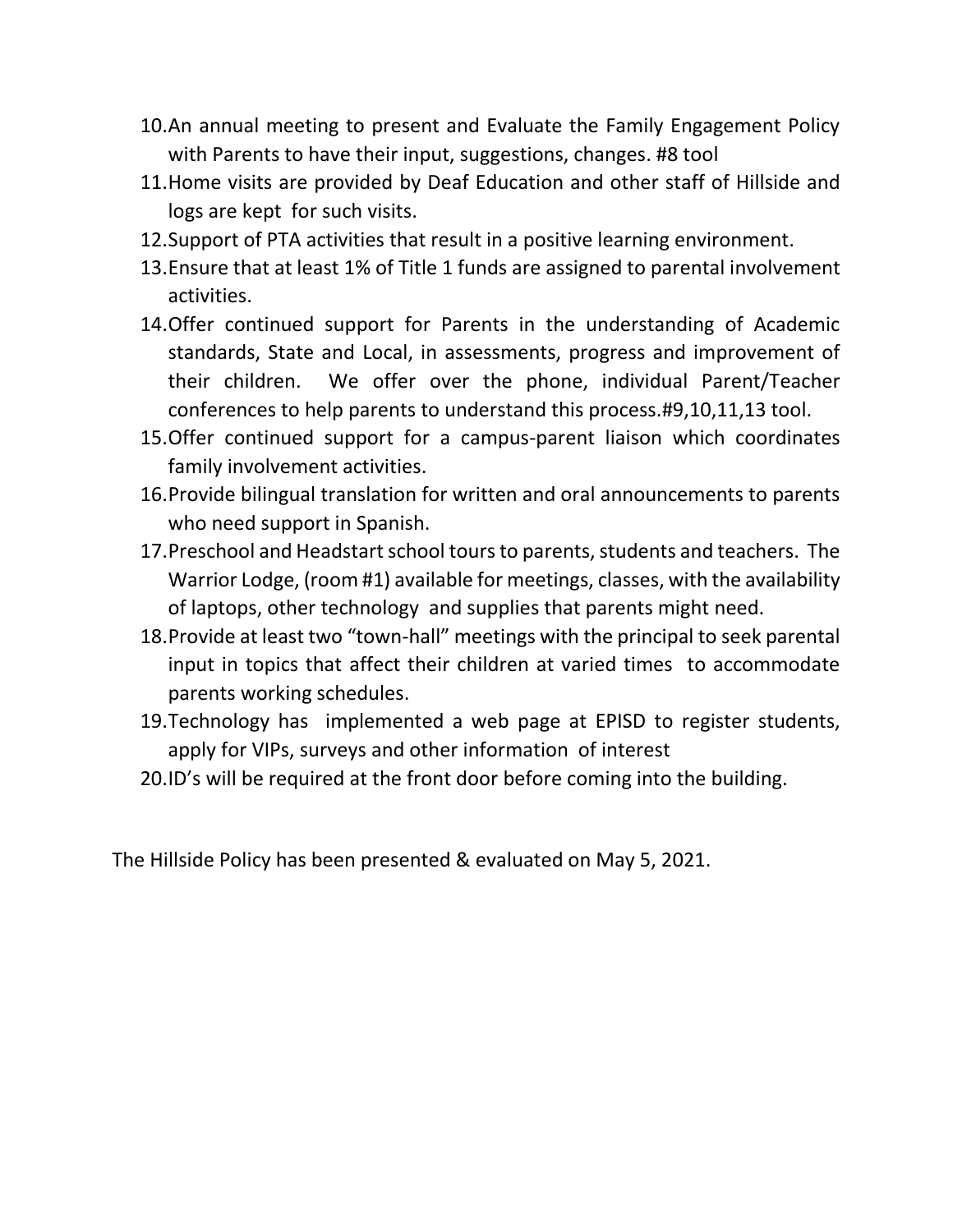10. An annual meeting to present and Evaluate the Family Engagement Policy with Parents to have their input, suggestions, changes. #8 tool
11. Home visits are provided by Deaf Education and other staff of Hillside and logs are kept for such visits.
12. Support of PTA activities that result in a positive learning environment.
13. Ensure that at least 1% of Title 1 funds are assigned to parental involvement activities.
14. Offer continued support for Parents in the understanding of Academic standards, State and Local, in assessments, progress and improvement of their children. We offer over the phone, individual Parent/Teacher conferences to help parents to understand this process.#9,10,11,13 tool.
15. Offer continued support for a campus-parent liaison which coordinates family involvement activities.
16. Provide bilingual translation for written and oral announcements to parents who need support in Spanish.
17. Preschool and Headstart school tours to parents, students and teachers. The Warrior Lodge, (room #1) available for meetings, classes, with the availability of laptops, other technology and supplies that parents might need.
18. Provide at least two "town-hall" meetings with the principal to seek parental input in topics that affect their children at varied times to accommodate parents working schedules.
19. Technology has implemented a web page at EPISD to register students, apply for VIPs, surveys and other information of interest
20. ID's will be required at the front door before coming into the building.

The Hillside Policy has been presented & evaluated on May 5, 2021.